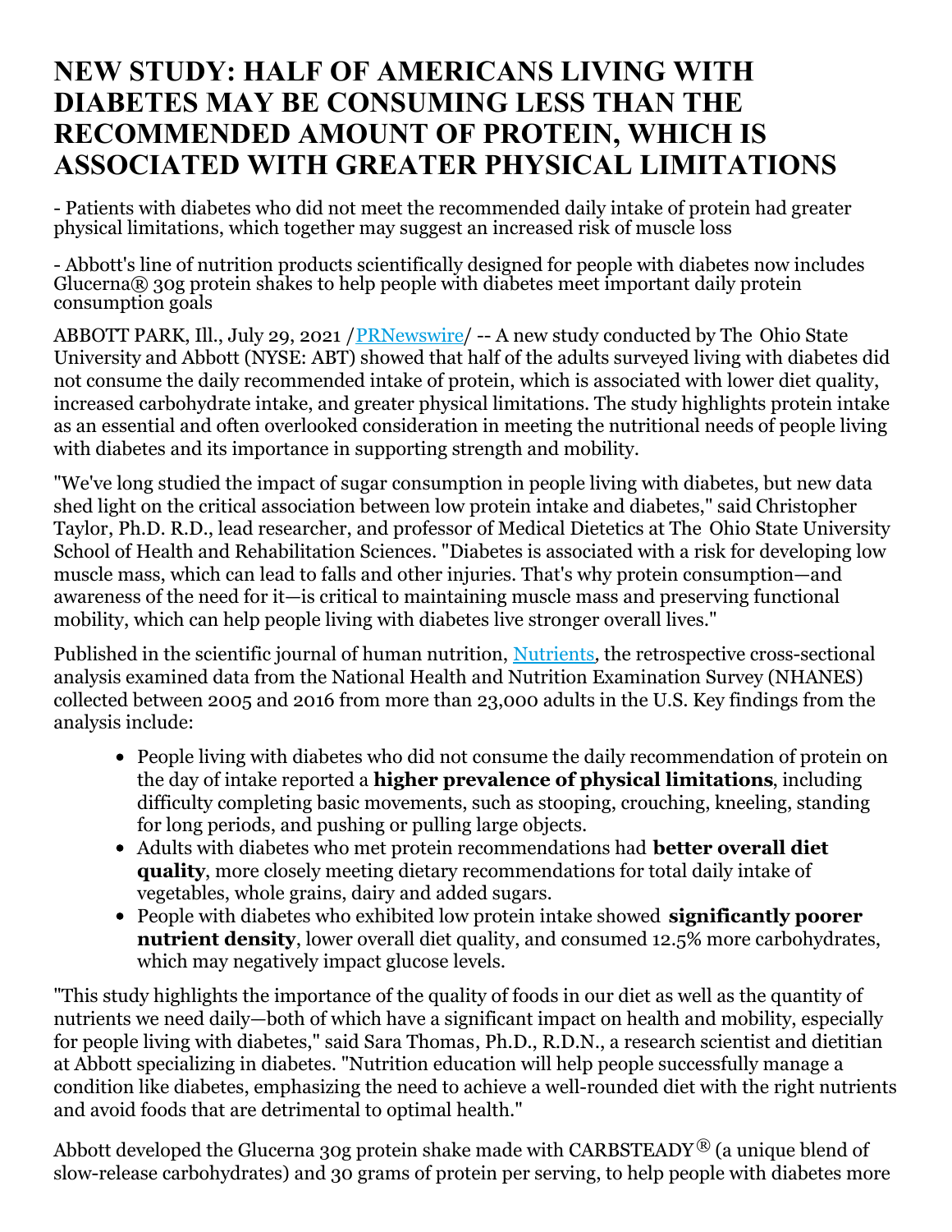# NEW STUDY: HALF OF AMERICANS LIVING WITH DIABETES MAY BE CONSUMING LESS THAN THE RECOMMENDED AMOUNT OF PROTEIN, WHICH IS ASSOCIATED WITH GREATER PHYSICAL LIMITATIONS

- Patients with diabetes who did not meet the recommended daily intake of protein had greater physical limitations, which together may suggest an increased risk of muscle loss

- Abbott's line of nutrition products scientifically designed for people with diabetes now includes Glucerna® 30g protein shakes to help people with diabetes meet important daily protein consumption goals

ABBOTT PARK, Ill., July 29, 2021 /PRNewswire/ -- A new study conducted by The Ohio State University and Abbott (NYSE: ABT) showed that half of the adults surveyed living with diabetes did not consume the daily recommended intake of protein, which is associated with lower diet quality, increased carbohydrate intake, and greater physical limitations. The study highlights protein intake as an essential and often overlooked consideration in meeting the nutritional needs of people living with diabetes and its importance in supporting strength and mobility.

"We've long studied the impact of sugar consumption in people living with diabetes, but new data shed light on the critical association between low protein intake and diabetes," said Christopher Taylor, Ph.D. R.D., lead researcher, and professor of Medical Dietetics at The Ohio State University School of Health and Rehabilitation Sciences. "Diabetes is associated with a risk for developing low muscle mass, which can lead to falls and other injuries. That's why protein consumption—and awareness of the need for it—is critical to maintaining muscle mass and preserving functional mobility, which can help people living with diabetes live stronger overall lives."

Published in the scientific journal of human nutrition, Nutrients, the retrospective cross-sectional analysis examined data from the National Health and Nutrition Examination Survey (NHANES) collected between 2005 and 2016 from more than 23,000 adults in the U.S. Key findings from the analysis include:

- People living with diabetes who did not consume the daily recommendation of protein on the day of intake reported a **higher prevalence of physical limitations**, including difficulty completing basic movements, such as stooping, crouching, kneeling, standing for long periods, and pushing or pulling large objects.
- Adults with diabetes who met protein recommendations had **better overall diet quality**, more closely meeting dietary recommendations for total daily intake of vegetables, whole grains, dairy and added sugars.
- People with diabetes who exhibited low protein intake showed **significantly poorer nutrient density**, lower overall diet quality, and consumed 12.5% more carbohydrates, which may negatively impact glucose levels.

"This study highlights the importance of the quality of foods in our diet as well as the quantity of nutrients we need daily—both of which have a significant impact on health and mobility, especially for people living with diabetes," said Sara Thomas, Ph.D., R.D.N., a research scientist and dietitian at Abbott specializing in diabetes. "Nutrition education will help people successfully manage a condition like diabetes, emphasizing the need to achieve a well-rounded diet with the right nutrients and avoid foods that are detrimental to optimal health."

Abbott developed the Glucerna 30g protein shake made with CARBSTEADY® (a unique blend of slow-release carbohydrates) and 30 grams of protein per serving, to help people with diabetes more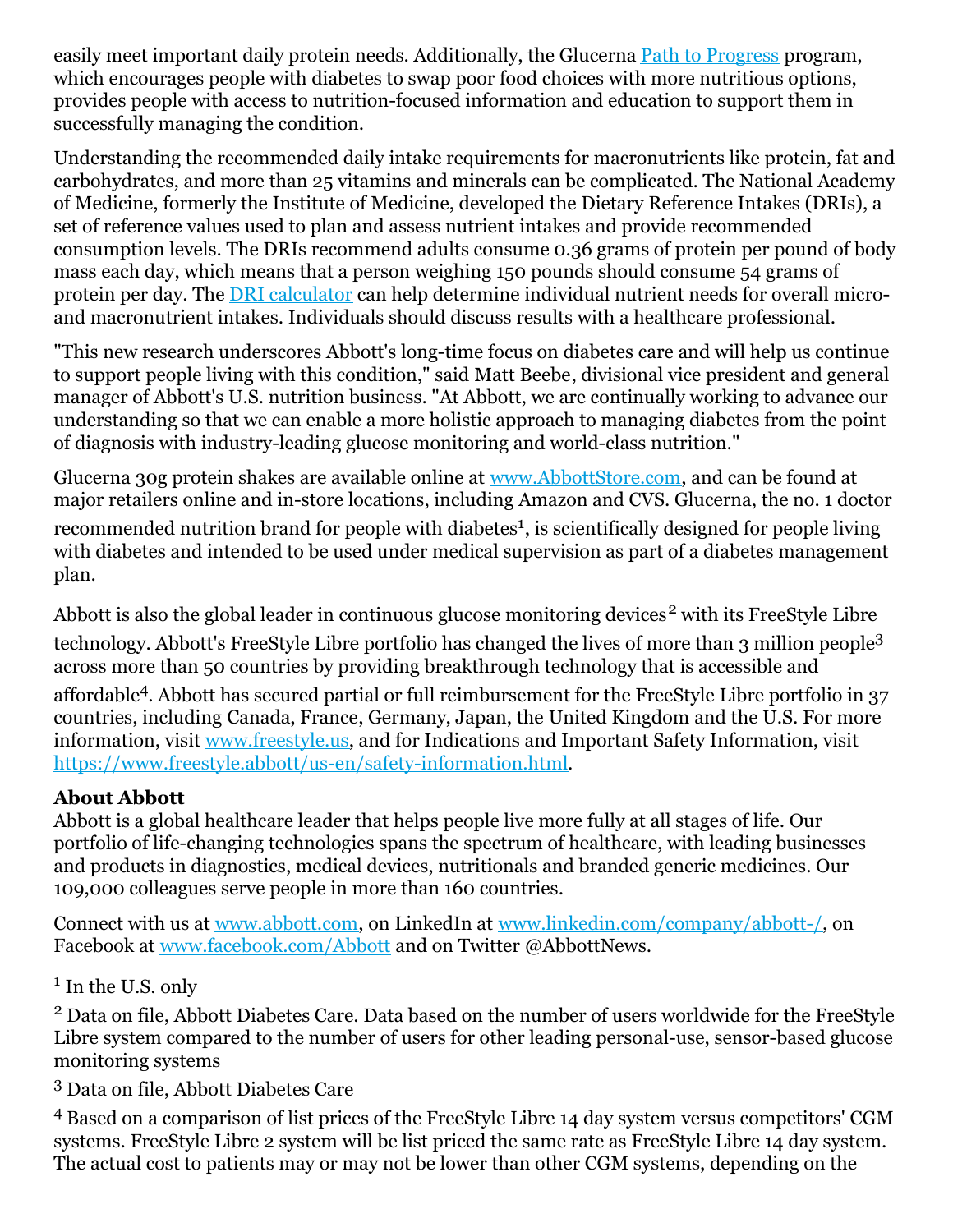easily meet important daily protein needs. Additionally, the Glucerna [Path to Progress](#) program, which encourages people with diabetes to swap poor food choices with more nutritious options, provides people with access to nutrition-focused information and education to support them in successfully managing the condition.

Understanding the recommended daily intake requirements for macronutrients like protein, fat and carbohydrates, and more than 25 vitamins and minerals can be complicated. The National Academy of Medicine, formerly the Institute of Medicine, developed the Dietary Reference Intakes (DRIs), a set of reference values used to plan and assess nutrient intakes and provide recommended consumption levels. The DRIs recommend adults consume 0.36 grams of protein per pound of body mass each day, which means that a person weighing 150 pounds should consume 54 grams of protein per day. The [DRI calculator](#) can help determine individual nutrient needs for overall micro- and macronutrient intakes. Individuals should discuss results with a healthcare professional.

"This new research underscores Abbott's long-time focus on diabetes care and will help us continue to support people living with this condition," said Matt Beebe, divisional vice president and general manager of Abbott's U.S. nutrition business. "At Abbott, we are continually working to advance our understanding so that we can enable a more holistic approach to managing diabetes from the point of diagnosis with industry-leading glucose monitoring and world-class nutrition."

Glucerna 30g protein shakes are available online at [www.AbbottStore.com](http://www.AbbottStore.com), and can be found at major retailers online and in-store locations, including Amazon and CVS. Glucerna, the no. 1 doctor recommended nutrition brand for people with diabetes[1], is scientifically designed for people living with diabetes and intended to be used under medical supervision as part of a diabetes management plan.

Abbott is also the global leader in continuous glucose monitoring devices[2] with its FreeStyle Libre technology. Abbott's FreeStyle Libre portfolio has changed the lives of more than 3 million people[3] across more than 50 countries by providing breakthrough technology that is accessible and affordable[4]. Abbott has secured partial or full reimbursement for the FreeStyle Libre portfolio in 37 countries, including Canada, France, Germany, Japan, the United Kingdom and the U.S. For more information, visit [www.freestyle.us](http://www.freestyle.us), and for Indications and Important Safety Information, visit [https://www.freestyle.abbott/us-en/safety-information.html](https://www.freestyle.abbott/us-en/safety-information.html).

**About Abbott**

Abbott is a global healthcare leader that helps people live more fully at all stages of life. Our portfolio of life-changing technologies spans the spectrum of healthcare, with leading businesses and products in diagnostics, medical devices, nutritionals and branded generic medicines. Our 109,000 colleagues serve people in more than 160 countries.

Connect with us at [www.abbott.com](http://www.abbott.com), on LinkedIn at [www.linkedin.com/company/abbott-/](http://www.linkedin.com/company/abbott-/), on Facebook at [www.facebook.com/Abbott](http://www.facebook.com/Abbott) and on Twitter @AbbottNews.

[1] In the U.S. only

[2] Data on file, Abbott Diabetes Care. Data based on the number of users worldwide for the FreeStyle Libre system compared to the number of users for other leading personal-use, sensor-based glucose monitoring systems

[3] Data on file, Abbott Diabetes Care

[4] Based on a comparison of list prices of the FreeStyle Libre 14 day system versus competitors' CGM systems. FreeStyle Libre 2 system will be list priced the same rate as FreeStyle Libre 14 day system. The actual cost to patients may or may not be lower than other CGM systems, depending on the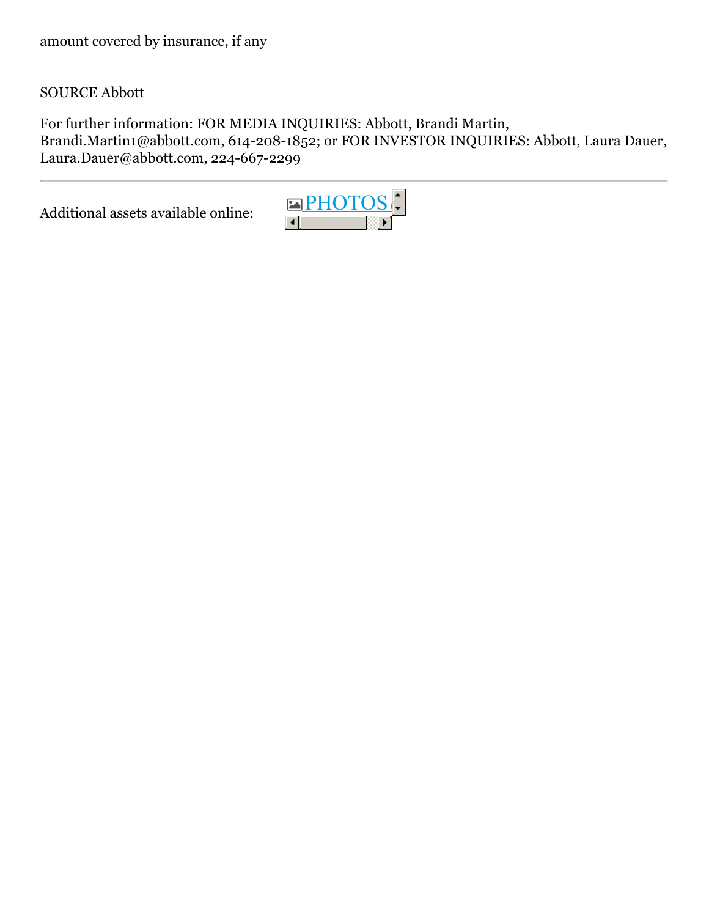amount covered by insurance, if any

SOURCE Abbott

For further information: FOR MEDIA INQUIRIES: Abbott, Brandi Martin, Brandi.Martin1@abbott.com, 614-208-1852; or FOR INVESTOR INQUIRIES: Abbott, Laura Dauer, Laura.Dauer@abbott.com, 224-667-2299

---

Additional assets available online: PHOTOS